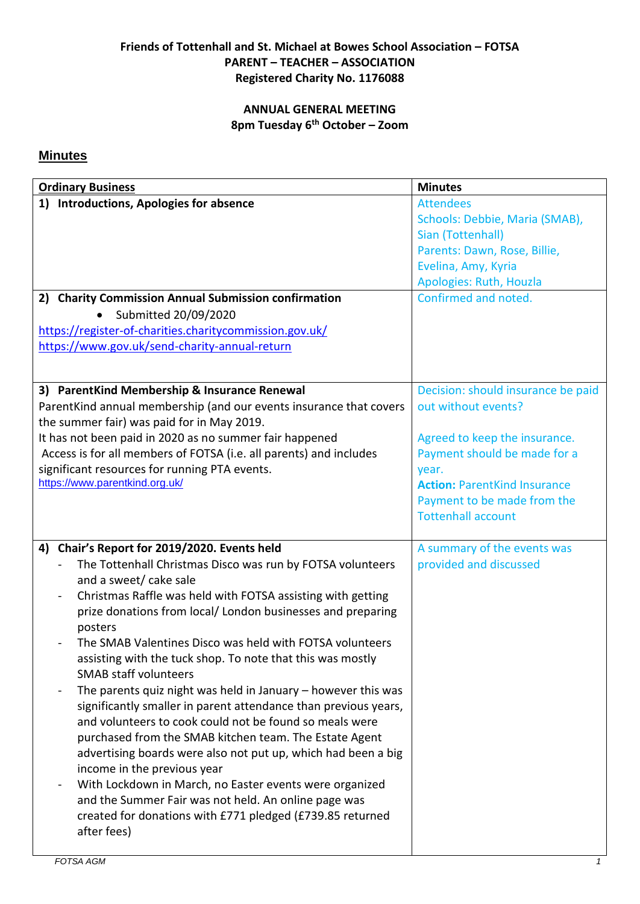**Friends of Tottenhall and St. Michael at Bowes School Association – FOTSA**
**PARENT – TEACHER – ASSOCIATION**
**Registered Charity No. 1176088**

**ANNUAL GENERAL MEETING**
**8pm Tuesday 6th October – Zoom**

## Minutes

| Ordinary Business | Minutes |
|---|---|
| **1) Introductions, Apologies for absence** | Attendees<br>Schools: Debbie, Maria (SMAB), Sian (Tottenhall)<br>Parents: Dawn, Rose, Billie, Evelina, Amy, Kyria<br>Apologies: Ruth, Houzla |
| **2) Charity Commission Annual Submission confirmation**<br>• Submitted 20/09/2020<br>https://register-of-charities.charitycommission.gov.uk/<br>https://www.gov.uk/send-charity-annual-return | Confirmed and noted. |
| **3) ParentKind Membership & Insurance Renewal**<br>ParentKind annual membership (and our events insurance that covers the summer fair) was paid for in May 2019.<br>It has not been paid in 2020 as no summer fair happened<br>Access is for all members of FOTSA (i.e. all parents) and includes significant resources for running PTA events.<br>https://www.parentkind.org.uk/ | Decision: should insurance be paid out without events?<br><br>Agreed to keep the insurance. Payment should be made for a year.<br>**Action:** ParentKind Insurance Payment to be made from the Tottenhall account |
| **4) Chair's Report for 2019/2020. Events held**<br>- The Tottenhall Christmas Disco was run by FOTSA volunteers and a sweet/ cake sale<br>- Christmas Raffle was held with FOTSA assisting with getting prize donations from local/ London businesses and preparing posters<br>- The SMAB Valentines Disco was held with FOTSA volunteers assisting with the tuck shop. To note that this was mostly SMAB staff volunteers<br>- The parents quiz night was held in January – however this was significantly smaller in parent attendance than previous years, and volunteers to cook could not be found so meals were purchased from the SMAB kitchen team. The Estate Agent advertising boards were also not put up, which had been a big income in the previous year<br>- With Lockdown in March, no Easter events were organized and the Summer Fair was not held. An online page was created for donations with £771 pledged (£739.85 returned after fees) | A summary of the events was provided and discussed |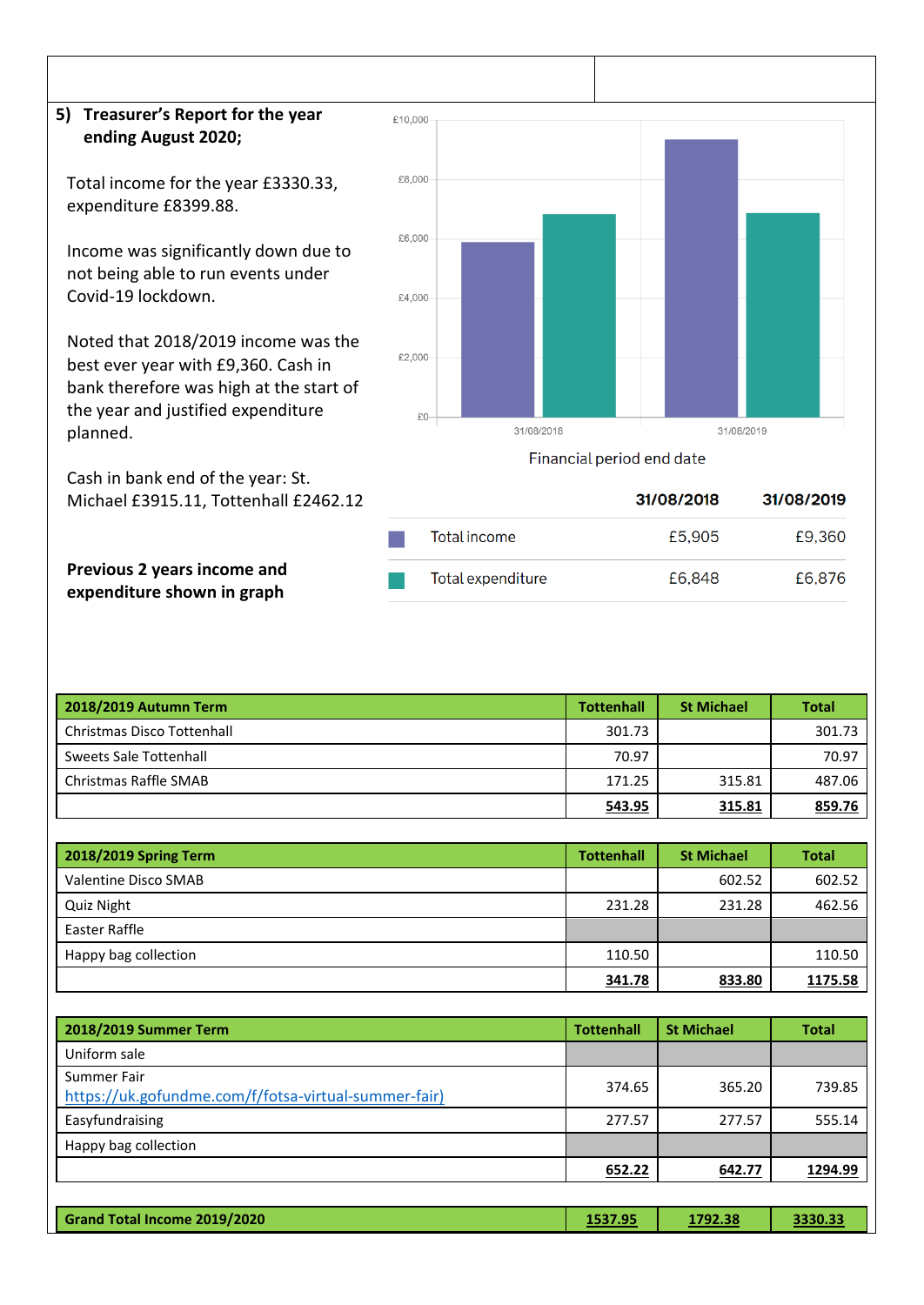**5) Treasurer's Report for the year ending August 2020;**

Total income for the year £3330.33, expenditure £8399.88.

Income was significantly down due to not being able to run events under Covid-19 lockdown.

Noted that 2018/2019 income was the best ever year with £9,360. Cash in bank therefore was high at the start of the year and justified expenditure planned.

Cash in bank end of the year: St. Michael £3915.11, Tottenhall £2462.12

**Previous 2 years income and expenditure shown in graph**

Financial period end date

| | 31/08/2018 | 31/08/2019 |
|---|---|---|
| Total income | £5,905 | £9,360 |
| Total expenditure | £6,848 | £6,876 |

| 2018/2019 Autumn Term | Tottenhall | St Michael | Total |
|---|---|---|---|
| Christmas Disco Tottenhall | 301.73 | | 301.73 |
| Sweets Sale Tottenhall | 70.97 | | 70.97 |
| Christmas Raffle SMAB | 171.25 | 315.81 | 487.06 |
| | **543.95** | **315.81** | **859.76** |

| 2018/2019 Spring Term | Tottenhall | St Michael | Total |
|---|---|---|---|
| Valentine Disco SMAB | | 602.52 | 602.52 |
| Quiz Night | 231.28 | 231.28 | 462.56 |
| Easter Raffle | | | |
| Happy bag collection | 110.50 | | 110.50 |
| | **341.78** | **833.80** | **1175.58** |

| 2018/2019 Summer Term | Tottenhall | St Michael | Total |
|---|---|---|---|
| Uniform sale | | | |
| Summer Fair https://uk.gofundme.com/f/fotsa-virtual-summer-fair) | 374.65 | 365.20 | 739.85 |
| Easyfundraising | 277.57 | 277.57 | 555.14 |
| Happy bag collection | | | |
| | **652.22** | **642.77** | **1294.99** |

| Grand Total Income 2019/2020 | 1537.95 | 1792.38 | 3330.33 |
|---|---|---|---|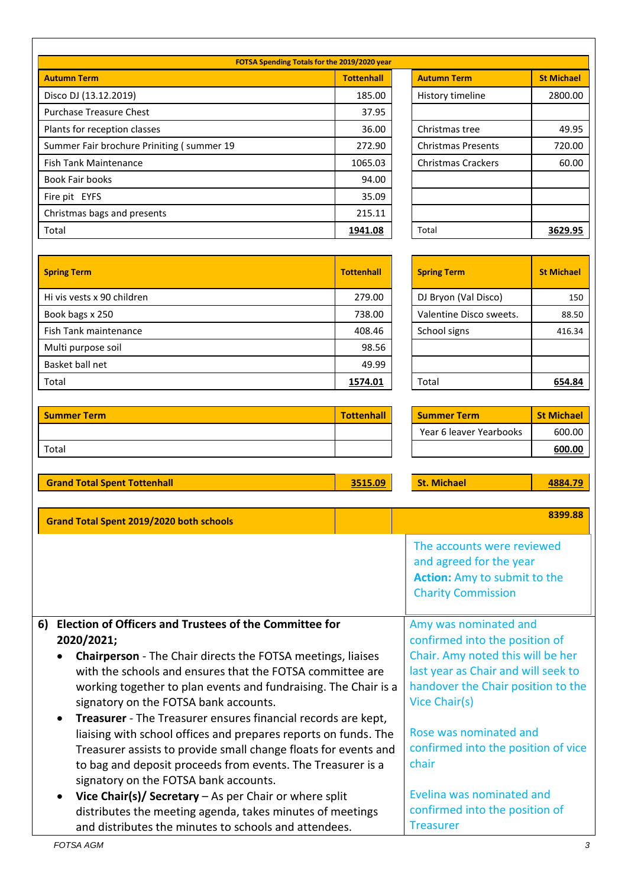**FOTSA Spending Totals for the 2019/2020 year**

| Autumn Term | Tottenhall | Autumn Term | St Michael |
|---|---|---|---|
| Disco DJ (13.12.2019) | 185.00 | History timeline | 2800.00 |
| Purchase Treasure Chest | 37.95 | | |
| Plants for reception classes | 36.00 | Christmas tree | 49.95 |
| Summer Fair brochure Priniting ( summer 19 | 272.90 | Christmas Presents | 720.00 |
| Fish Tank Maintenance | 1065.03 | Christmas Crackers | 60.00 |
| Book Fair books | 94.00 | | |
| Fire pit EYFS | 35.09 | | |
| Christmas bags and presents | 215.11 | | |
| Total | **1941.08** | Total | **3629.95** |

| Spring Term | Tottenhall | Spring Term | St Michael |
|---|---|---|---|
| Hi vis vests x 90 children | 279.00 | DJ Bryon (Val Disco) | 150 |
| Book bags x 250 | 738.00 | Valentine Disco sweets. | 88.50 |
| Fish Tank maintenance | 408.46 | School signs | 416.34 |
| Multi purpose soil | 98.56 | | |
| Basket ball net | 49.99 | | |
| Total | **1574.01** | Total | **654.84** |

| Summer Term | Tottenhall | Summer Term | St Michael |
|---|---|---|---|
| | | Year 6 leaver Yearbooks | 600.00 |
| Total | | | **600.00** |

| | | | |
|---|---|---|---|
| **Grand Total Spent Tottenhall** | **3515.09** | **St. Michael** | **4884.79** |
| **Grand Total Spent 2019/2020 both schools** | | | **8399.88** |

The accounts were reviewed and agreed for the year
**Action:** Amy to submit to the Charity Commission

| | |
|---|---|
| **6) Election of Officers and Trustees of the Committee for 2020/2021;**<br>• **Chairperson** - The Chair directs the FOTSA meetings, liaises with the schools and ensures that the FOTSA committee are working together to plan events and fundraising. The Chair is a signatory on the FOTSA bank accounts.<br>• **Treasurer** - The Treasurer ensures financial records are kept, liaising with school offices and prepares reports on funds. The Treasurer assists to provide small change floats for events and to bag and deposit proceeds from events. The Treasurer is a signatory on the FOTSA bank accounts.<br>• **Vice Chair(s)/ Secretary** – As per Chair or where split distributes the meeting agenda, takes minutes of meetings and distributes the minutes to schools and attendees. | Amy was nominated and confirmed into the position of Chair. Amy noted this will be her last year as Chair and will seek to handover the Chair position to the Vice Chair(s)<br><br>Rose was nominated and confirmed into the position of vice chair<br><br>Evelina was nominated and confirmed into the position of Treasurer |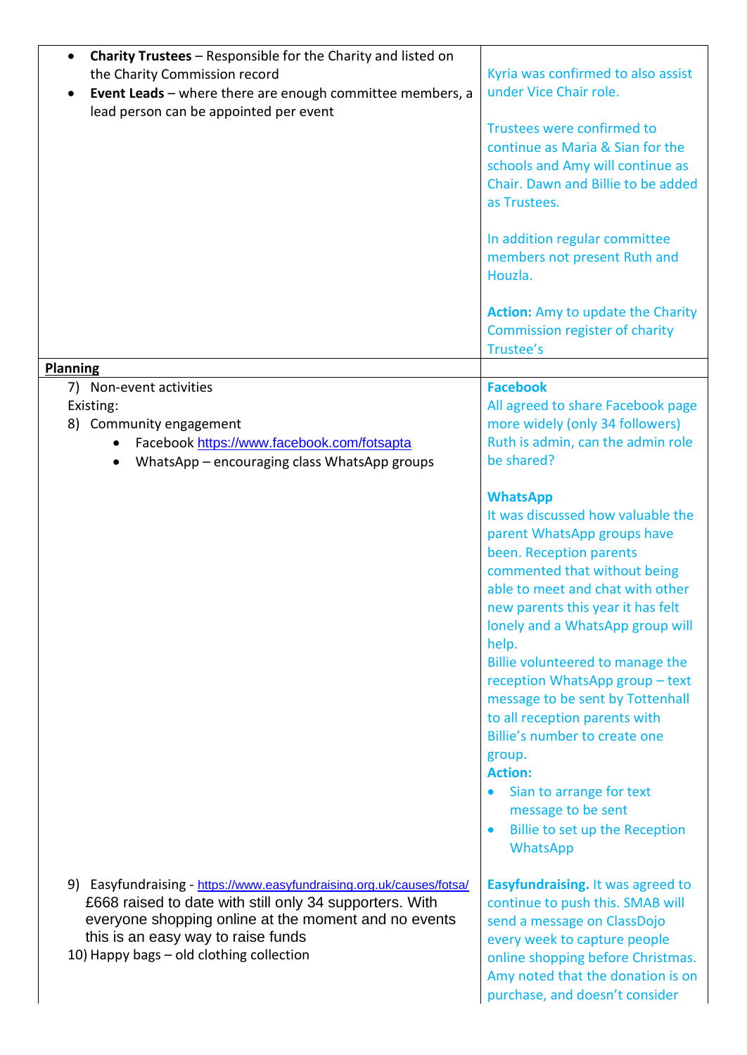| | |
|---|---|
| • **Charity Trustees** – Responsible for the Charity and listed on the Charity Commission record<br>• **Event Leads** – where there are enough committee members, a lead person can be appointed per event | Kyria was confirmed to also assist under Vice Chair role.<br><br>Trustees were confirmed to continue as Maria & Sian for the schools and Amy will continue as Chair. Dawn and Billie to be added as Trustees.<br><br>In addition regular committee members not present Ruth and Houzla.<br><br>**Action:** Amy to update the Charity Commission register of charity Trustee's |
| **Planning** | |
| 7) Non-event activities<br>Existing:<br>8) Community engagement<br>• Facebook https://www.facebook.com/fotsapta<br>• WhatsApp – encouraging class WhatsApp groups | **Facebook**<br>All agreed to share Facebook page more widely (only 34 followers) Ruth is admin, can the admin role be shared?<br><br>**WhatsApp**<br>It was discussed how valuable the parent WhatsApp groups have been. Reception parents commented that without being able to meet and chat with other new parents this year it has felt lonely and a WhatsApp group will help.<br>Billie volunteered to manage the reception WhatsApp group – text message to be sent by Tottenhall to all reception parents with Billie's number to create one group.<br>**Action:**<br>• Sian to arrange for text message to be sent<br>• Billie to set up the Reception WhatsApp |
| 9) Easyfundraising - https://www.easyfundraising.org.uk/causes/fotsa/<br>£668 raised to date with still only 34 supporters. With everyone shopping online at the moment and no events this is an easy way to raise funds<br>10) Happy bags – old clothing collection | **Easyfundraising.** It was agreed to continue to push this. SMAB will send a message on ClassDojo every week to capture people online shopping before Christmas. Amy noted that the donation is on purchase, and doesn't consider |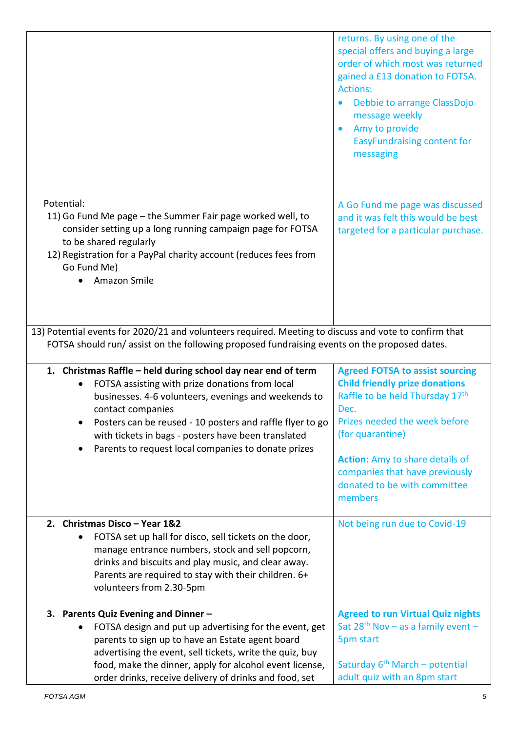| | |
|---|---|
| | returns. By using one of the special offers and buying a large order of which most was returned gained a £13 donation to FOTSA.<br>Actions:<br>• Debbie to arrange ClassDojo message weekly<br>• Amy to provide EasyFundraising content for messaging |
| Potential:<br>11) Go Fund Me page – the Summer Fair page worked well, to consider setting up a long running campaign page for FOTSA to be shared regularly<br>12) Registration for a PayPal charity account (reduces fees from Go Fund Me)<br>• Amazon Smile | A Go Fund me page was discussed and it was felt this would be best targeted for a particular purchase. |
| 13) Potential events for 2020/21 and volunteers required. Meeting to discuss and vote to confirm that FOTSA should run/ assist on the following proposed fundraising events on the proposed dates. | |
| **1. Christmas Raffle – held during school day near end of term**<br>• FOTSA assisting with prize donations from local businesses. 4-6 volunteers, evenings and weekends to contact companies<br>• Posters can be reused - 10 posters and raffle flyer to go with tickets in bags - posters have been translated<br>• Parents to request local companies to donate prizes | **Agreed FOTSA to assist sourcing Child friendly prize donations**<br>Raffle to be held Thursday 17th Dec.<br>Prizes needed the week before (for quarantine)<br><br>**Action:** Amy to share details of companies that have previously donated to be with committee members |
| **2. Christmas Disco – Year 1&2**<br>• FOTSA set up hall for disco, sell tickets on the door, manage entrance numbers, stock and sell popcorn, drinks and biscuits and play music, and clear away. Parents are required to stay with their children. 6+ volunteers from 2.30-5pm | Not being run due to Covid-19 |
| **3. Parents Quiz Evening and Dinner –**<br>• FOTSA design and put up advertising for the event, get parents to sign up to have an Estate agent board advertising the event, sell tickets, write the quiz, buy food, make the dinner, apply for alcohol event license, order drinks, receive delivery of drinks and food, set | **Agreed to run Virtual Quiz nights**<br>Sat 28th Nov – as a family event – 5pm start<br><br>Saturday 6th March – potential adult quiz with an 8pm start |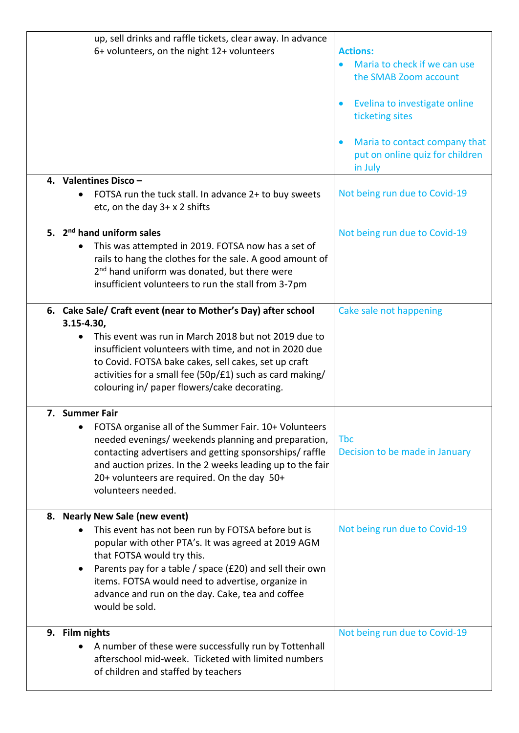| | |
|---|---|
| up, sell drinks and raffle tickets, clear away. In advance 6+ volunteers, on the night 12+ volunteers | **Actions:**<br>• Maria to check if we can use the SMAB Zoom account<br>• Evelina to investigate online ticketing sites<br>• Maria to contact company that put on online quiz for children in July |
| **4. Valentines Disco –**<br>• FOTSA run the tuck stall. In advance 2+ to buy sweets etc, on the day 3+ x 2 shifts | Not being run due to Covid-19 |
| **5. 2nd hand uniform sales**<br>• This was attempted in 2019. FOTSA now has a set of rails to hang the clothes for the sale. A good amount of 2nd hand uniform was donated, but there were insufficient volunteers to run the stall from 3-7pm | Not being run due to Covid-19 |
| **6. Cake Sale/ Craft event (near to Mother's Day) after school 3.15-4.30,**<br>• This event was run in March 2018 but not 2019 due to insufficient volunteers with time, and not in 2020 due to Covid. FOTSA bake cakes, sell cakes, set up craft activities for a small fee (50p/£1) such as card making/ colouring in/ paper flowers/cake decorating. | Cake sale not happening |
| **7. Summer Fair**<br>• FOTSA organise all of the Summer Fair. 10+ Volunteers needed evenings/ weekends planning and preparation, contacting advertisers and getting sponsorships/ raffle and auction prizes. In the 2 weeks leading up to the fair 20+ volunteers are required. On the day 50+ volunteers needed. | Tbc<br>Decision to be made in January |
| **8. Nearly New Sale (new event)**<br>• This event has not been run by FOTSA before but is popular with other PTA's. It was agreed at 2019 AGM that FOTSA would try this.<br>• Parents pay for a table / space (£20) and sell their own items. FOTSA would need to advertise, organize in advance and run on the day. Cake, tea and coffee would be sold. | Not being run due to Covid-19 |
| **9. Film nights**<br>• A number of these were successfully run by Tottenhall afterschool mid-week. Ticketed with limited numbers of children and staffed by teachers | Not being run due to Covid-19 |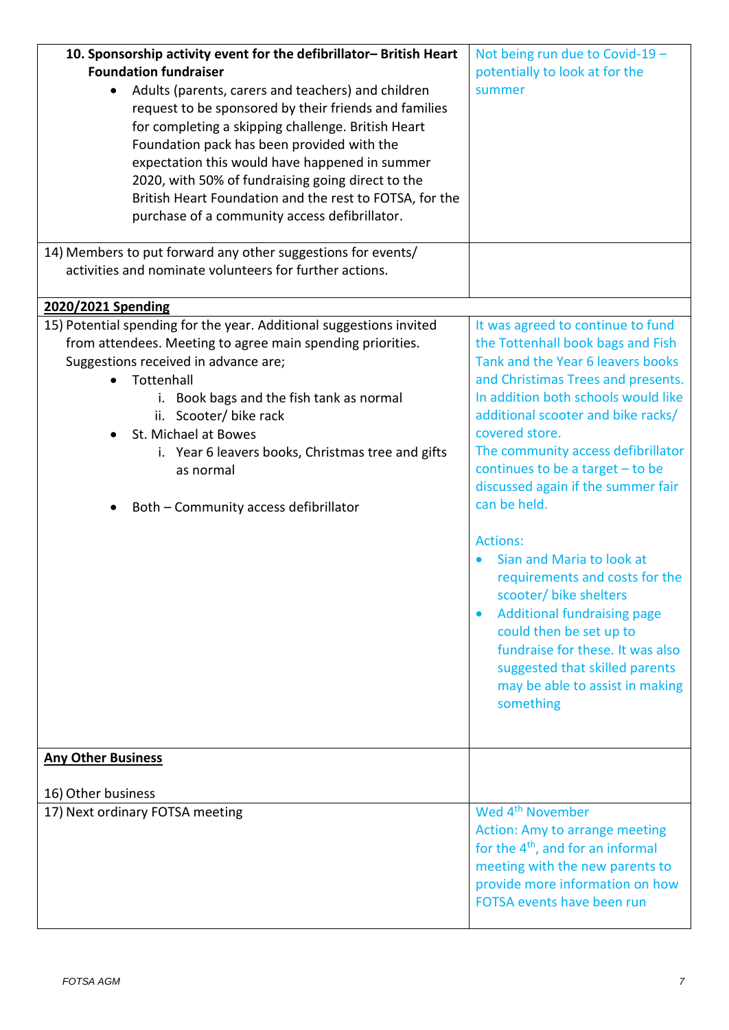| | |
|---|---|
| **10. Sponsorship activity event for the defibrillator– British Heart Foundation fundraiser**<br>• Adults (parents, carers and teachers) and children request to be sponsored by their friends and families for completing a skipping challenge. British Heart Foundation pack has been provided with the expectation this would have happened in summer 2020, with 50% of fundraising going direct to the British Heart Foundation and the rest to FOTSA, for the purchase of a community access defibrillator. | Not being run due to Covid-19 – potentially to look at for the summer |
| 14) Members to put forward any other suggestions for events/ activities and nominate volunteers for further actions. | |
| **2020/2021 Spending** | |
| 15) Potential spending for the year. Additional suggestions invited from attendees. Meeting to agree main spending priorities. Suggestions received in advance are;<br>• Tottenhall<br>i. Book bags and the fish tank as normal<br>ii. Scooter/ bike rack<br>• St. Michael at Bowes<br>i. Year 6 leavers books, Christmas tree and gifts as normal<br>• Both – Community access defibrillator | It was agreed to continue to fund the Tottenhall book bags and Fish Tank and the Year 6 leavers books and Christmas Trees and presents. In addition both schools would like additional scooter and bike racks/ covered store.<br>The community access defibrillator continues to be a target – to be discussed again if the summer fair can be held.<br><br>Actions:<br>• Sian and Maria to look at requirements and costs for the scooter/ bike shelters<br>• Additional fundraising page could then be set up to fundraise for these. It was also suggested that skilled parents may be able to assist in making something |
| **Any Other Business**<br><br>16) Other business | |
| 17) Next ordinary FOTSA meeting | Wed 4th November<br>Action: Amy to arrange meeting for the 4th, and for an informal meeting with the new parents to provide more information on how FOTSA events have been run |